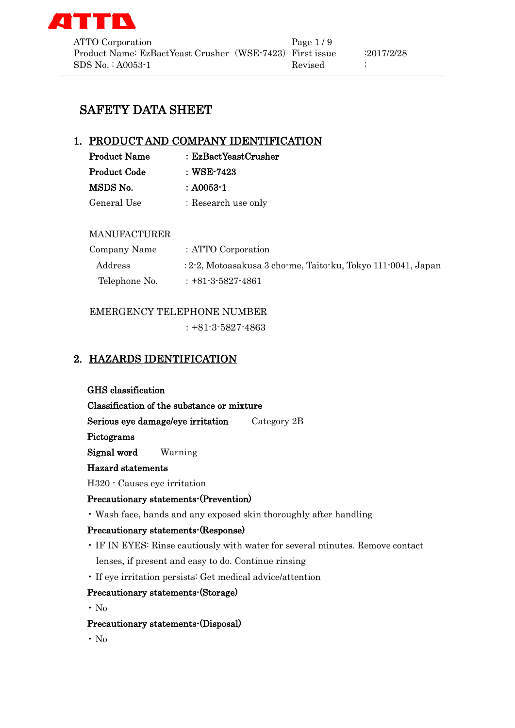# SAFETY DATA SHEET

## 1. PRODUCT AND COMPANY IDENTIFICATION

| | |
|---|---|
| **Product Name** | **: EzBactYeastCrusher** |
| **Product Code** | **: WSE-7423** |
| **MSDS No.** | **: A0053-1** |
| General Use | : Research use only |

MANUFACTURER

| | |
|---|---|
| Company Name | : ATTO Corporation |
| Address | : 2-2, Motoasakusa 3 cho-me, Taito-ku, Tokyo 111-0041, Japan |
| Telephone No. | : +81-3-5827-4861 |

EMERGENCY TELEPHONE NUMBER

: +81-3-5827-4863

## 2. HAZARDS IDENTIFICATION

**GHS classification**

**Classification of the substance or mixture**

**Serious eye damage/eye irritation** Category 2B

**Pictograms**

**Signal word** Warning

**Hazard statements**

H320 - Causes eye irritation

**Precautionary statements-(Prevention)**

- Wash face, hands and any exposed skin thoroughly after handling

**Precautionary statements-(Response)**

- IF IN EYES: Rinse cautiously with water for several minutes. Remove contact lenses, if present and easy to do. Continue rinsing
- If eye irritation persists: Get medical advice/attention

**Precautionary statements-(Storage)**

- No

**Precautionary statements-(Disposal)**

- No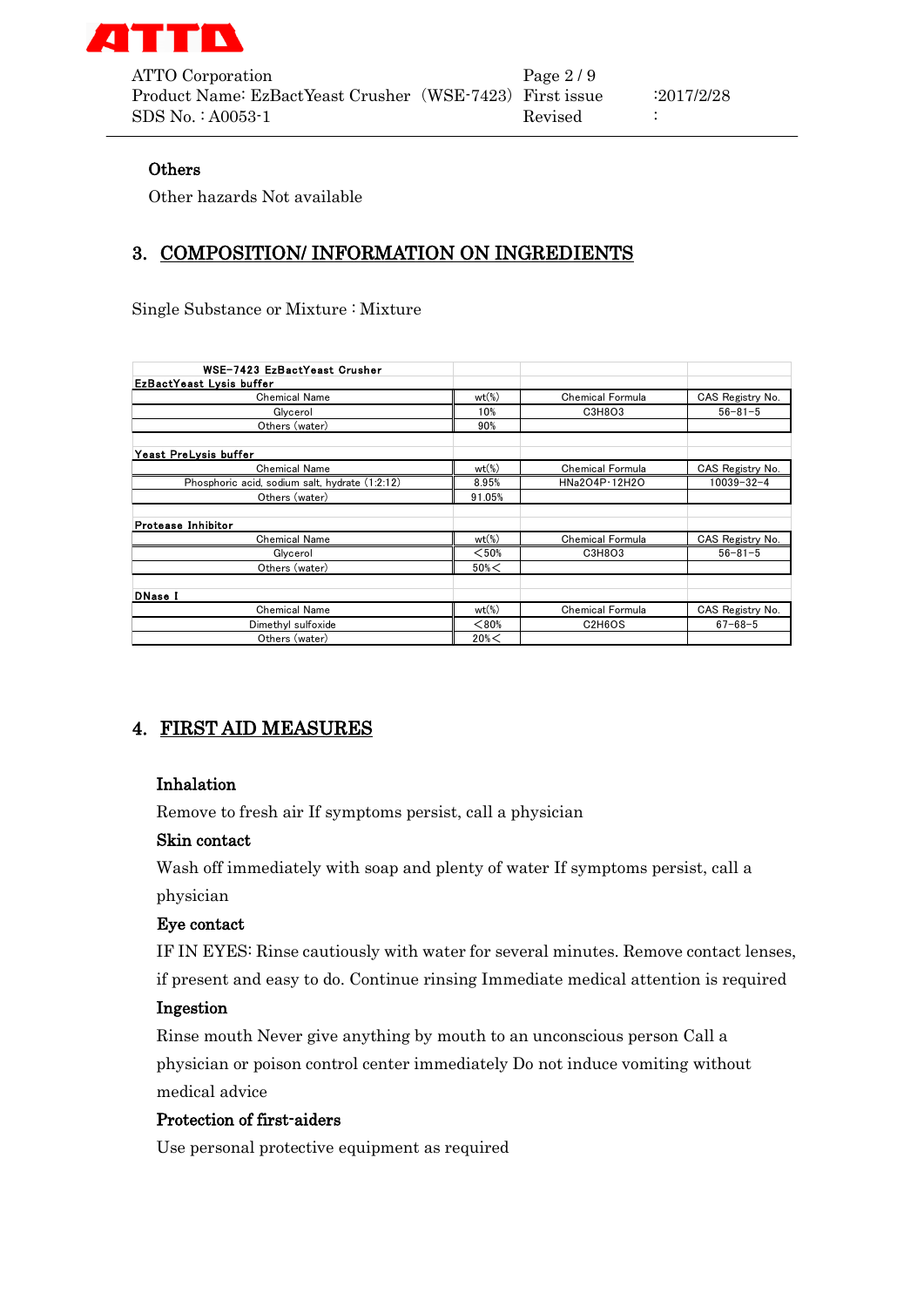### Others

Other hazards Not available

## 3. COMPOSITION/ INFORMATION ON INGREDIENTS

Single Substance or Mixture : Mixture

| WSE-7423 EzBactYeast Crusher | | | |
|---|---|---|---|
| **EzBactYeast Lysis buffer** | | | |
| Chemical Name | wt(%) | Chemical Formula | CAS Registry No. |
| Glycerol | 10% | C3H8O3 | 56−81−5 |
| Others (water) | 90% | | |
| | | | |
| **Yeast PreLysis buffer** | | | |
| Chemical Name | wt(%) | Chemical Formula | CAS Registry No. |
| Phosphoric acid, sodium salt, hydrate (1:2:12) | 8.95% | HNa2O4P･12H2O | 10039−32−4 |
| Others (water) | 91.05% | | |
| | | | |
| **Protease Inhibitor** | | | |
| Chemical Name | wt(%) | Chemical Formula | CAS Registry No. |
| Glycerol | ＜50% | C3H8O3 | 56−81−5 |
| Others (water) | 50%＜ | | |
| | | | |
| **DNase I** | | | |
| Chemical Name | wt(%) | Chemical Formula | CAS Registry No. |
| Dimethyl sulfoxide | ＜80% | C2H6OS | 67−68−5 |
| Others (water) | 20%＜ | | |

## 4. FIRST AID MEASURES

### Inhalation

Remove to fresh air If symptoms persist, call a physician

### Skin contact

Wash off immediately with soap and plenty of water If symptoms persist, call a physician

### Eye contact

IF IN EYES: Rinse cautiously with water for several minutes. Remove contact lenses, if present and easy to do. Continue rinsing Immediate medical attention is required

### Ingestion

Rinse mouth Never give anything by mouth to an unconscious person Call a physician or poison control center immediately Do not induce vomiting without medical advice

### Protection of first-aiders

Use personal protective equipment as required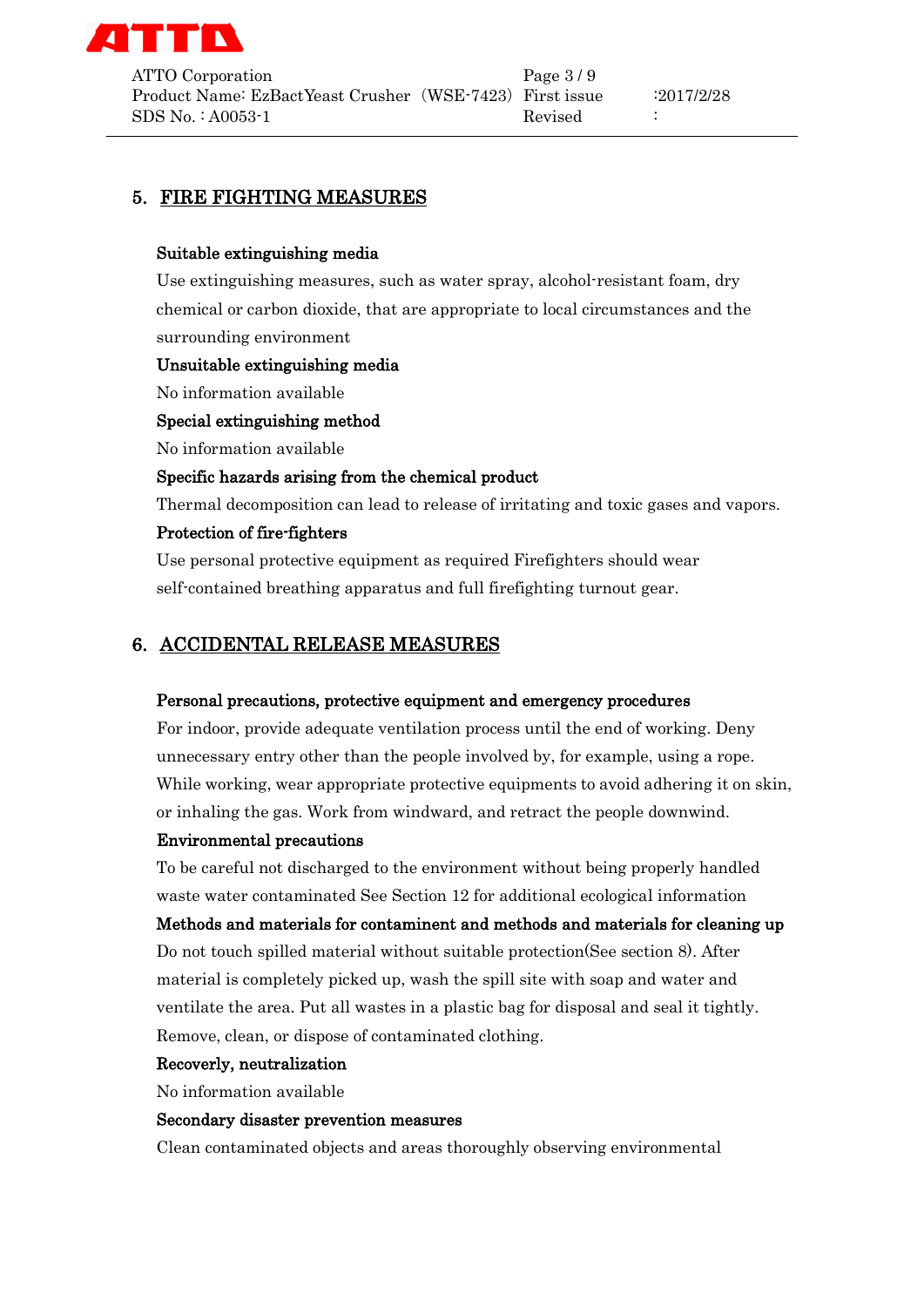## 5. FIRE FIGHTING MEASURES

**Suitable extinguishing media**

Use extinguishing measures, such as water spray, alcohol-resistant foam, dry chemical or carbon dioxide, that are appropriate to local circumstances and the surrounding environment

**Unsuitable extinguishing media**

No information available

**Special extinguishing method**

No information available

**Specific hazards arising from the chemical product**

Thermal decomposition can lead to release of irritating and toxic gases and vapors.

**Protection of fire-fighters**

Use personal protective equipment as required Firefighters should wear self-contained breathing apparatus and full firefighting turnout gear.

## 6. ACCIDENTAL RELEASE MEASURES

**Personal precautions, protective equipment and emergency procedures**

For indoor, provide adequate ventilation process until the end of working. Deny unnecessary entry other than the people involved by, for example, using a rope. While working, wear appropriate protective equipments to avoid adhering it on skin, or inhaling the gas. Work from windward, and retract the people downwind.

**Environmental precautions**

To be careful not discharged to the environment without being properly handled waste water contaminated See Section 12 for additional ecological information

**Methods and materials for contaminent and methods and materials for cleaning up**

Do not touch spilled material without suitable protection(See section 8). After material is completely picked up, wash the spill site with soap and water and ventilate the area. Put all wastes in a plastic bag for disposal and seal it tightly. Remove, clean, or dispose of contaminated clothing.

**Recoverly, neutralization**

No information available

**Secondary disaster prevention measures**

Clean contaminated objects and areas thoroughly observing environmental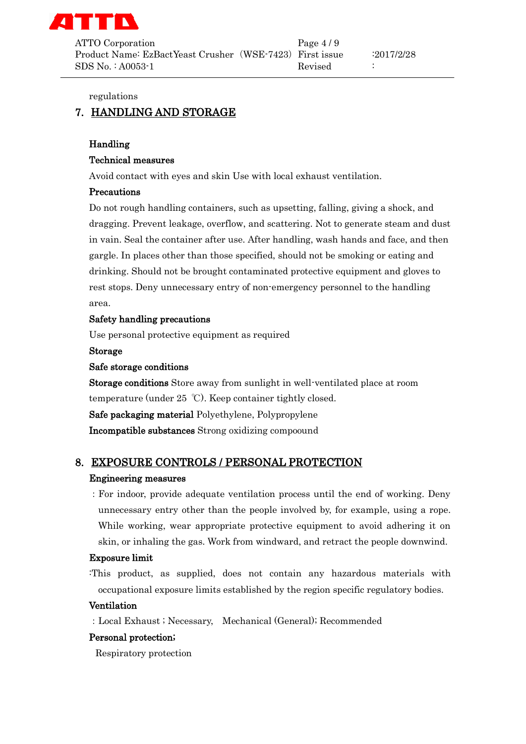regulations

## 7. HANDLING AND STORAGE

**Handling**

**Technical measures**

Avoid contact with eyes and skin Use with local exhaust ventilation.

**Precautions**

Do not rough handling containers, such as upsetting, falling, giving a shock, and dragging. Prevent leakage, overflow, and scattering. Not to generate steam and dust in vain. Seal the container after use. After handling, wash hands and face, and then gargle. In places other than those specified, should not be smoking or eating and drinking. Should not be brought contaminated protective equipment and gloves to rest stops. Deny unnecessary entry of non-emergency personnel to the handling area.

**Safety handling precautions**

Use personal protective equipment as required

**Storage**

**Safe storage conditions**

**Storage conditions** Store away from sunlight in well-ventilated place at room temperature (under 25 ℃). Keep container tightly closed.

**Safe packaging material** Polyethylene, Polypropylene

**Incompatible substances** Strong oxidizing compoound

## 8. EXPOSURE CONTROLS / PERSONAL PROTECTION

**Engineering measures**

: For indoor, provide adequate ventilation process until the end of working. Deny unnecessary entry other than the people involved by, for example, using a rope. While working, wear appropriate protective equipment to avoid adhering it on skin, or inhaling the gas. Work from windward, and retract the people downwind.

**Exposure limit**

:This product, as supplied, does not contain any hazardous materials with occupational exposure limits established by the region specific regulatory bodies.

**Ventilation**

: Local Exhaust ; Necessary,  Mechanical (General); Recommended

**Personal protection;**

Respiratory protection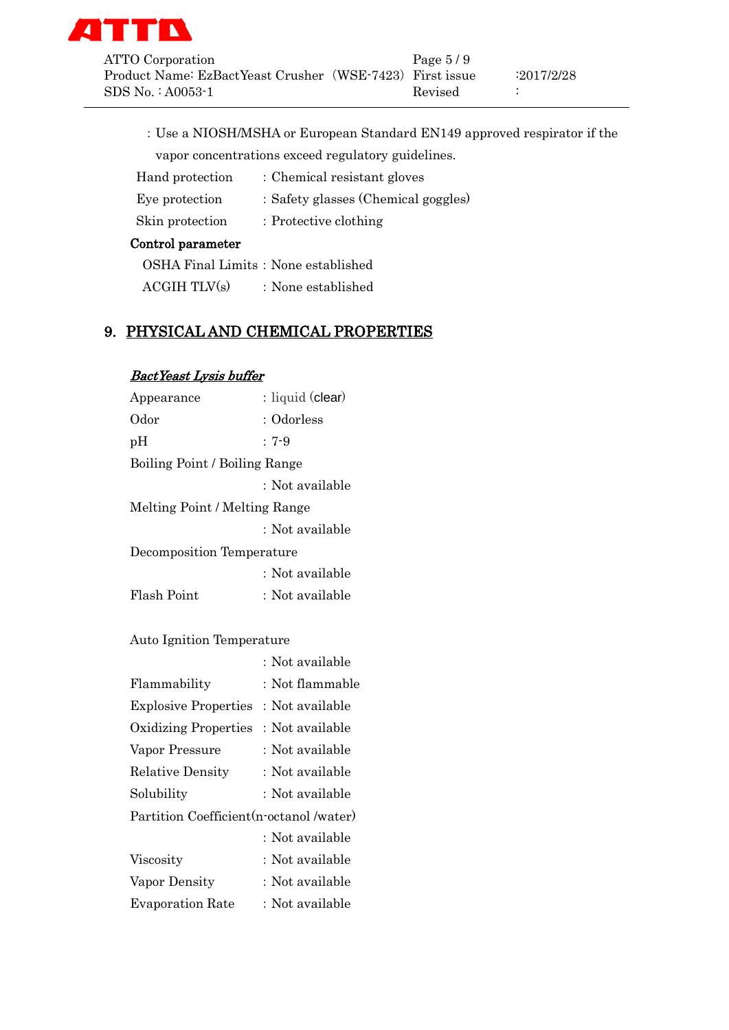: Use a NIOSH/MSHA or European Standard EN149 approved respirator if the vapor concentrations exceed regulatory guidelines.

Hand protection : Chemical resistant gloves

Eye protection : Safety glasses (Chemical goggles)

Skin protection : Protective clothing

**Control parameter**

OSHA Final Limits : None established

ACGIH TLV(s) : None established

## 9. PHYSICAL AND CHEMICAL PROPERTIES

***BactYeast Lysis buffer***

Appearance : liquid (clear)

Odor : Odorless

pH : 7-9

Boiling Point / Boiling Range

: Not available

Melting Point / Melting Range

: Not available

Decomposition Temperature

: Not available

Flash Point : Not available

Auto Ignition Temperature

: Not available

Flammability : Not flammable

Explosive Properties : Not available

Oxidizing Properties : Not available

Vapor Pressure : Not available

Relative Density : Not available

Solubility : Not available

Partition Coefficient(n-octanol /water)

: Not available

Viscosity : Not available

Vapor Density : Not available

Evaporation Rate : Not available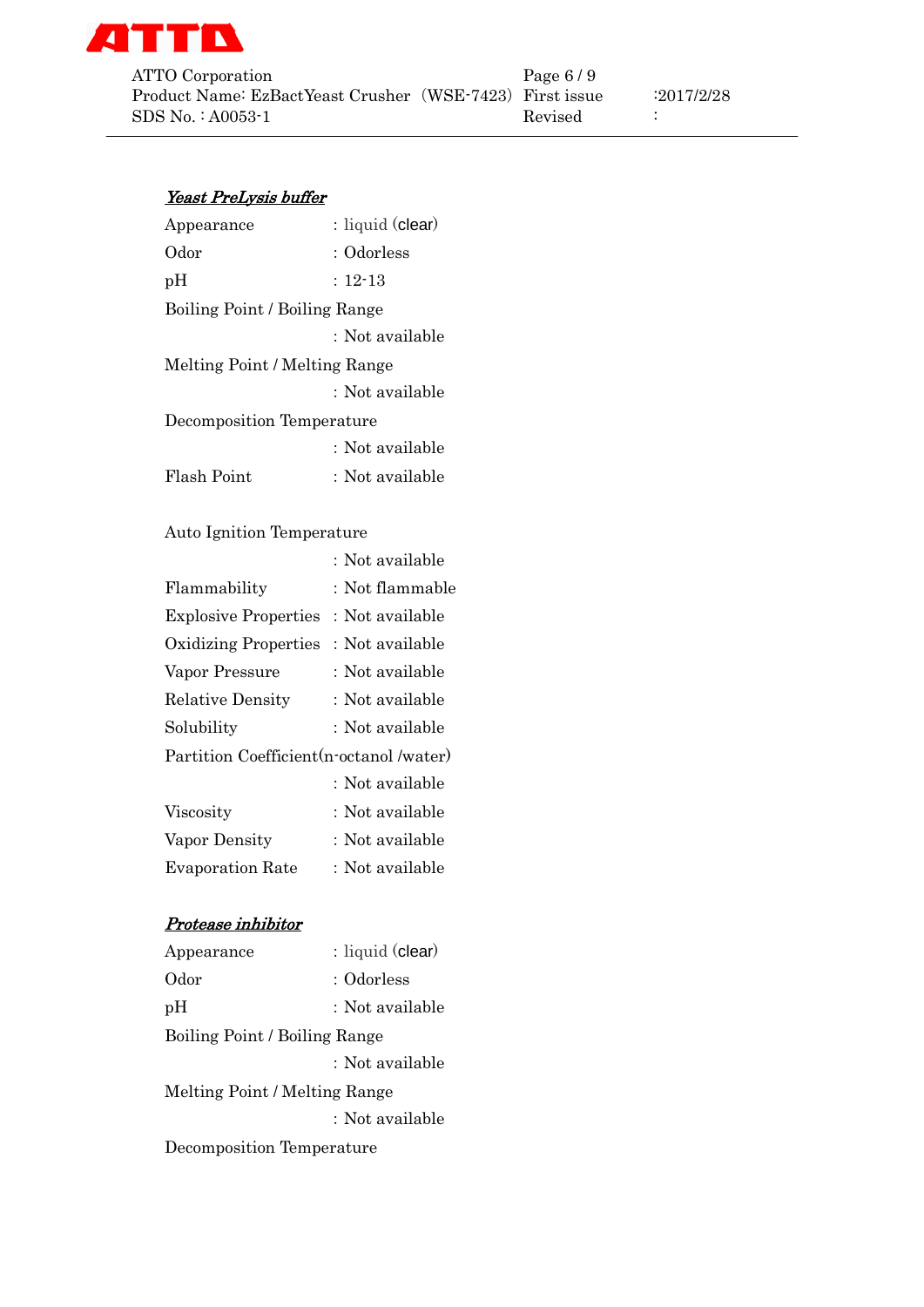***Yeast PreLysis buffer***

Appearance : liquid (clear)

Odor : Odorless

pH : 12-13

Boiling Point / Boiling Range

: Not available

Melting Point / Melting Range

: Not available

Decomposition Temperature

: Not available

Flash Point : Not available

Auto Ignition Temperature

: Not available

Flammability : Not flammable

Explosive Properties : Not available

Oxidizing Properties : Not available

Vapor Pressure : Not available

Relative Density : Not available

Solubility : Not available

Partition Coefficient(n-octanol /water)

: Not available

Viscosity : Not available

Vapor Density : Not available

Evaporation Rate : Not available

***Protease inhibitor***

Appearance : liquid (clear)

Odor : Odorless

pH : Not available

Boiling Point / Boiling Range

: Not available

Melting Point / Melting Range

: Not available

Decomposition Temperature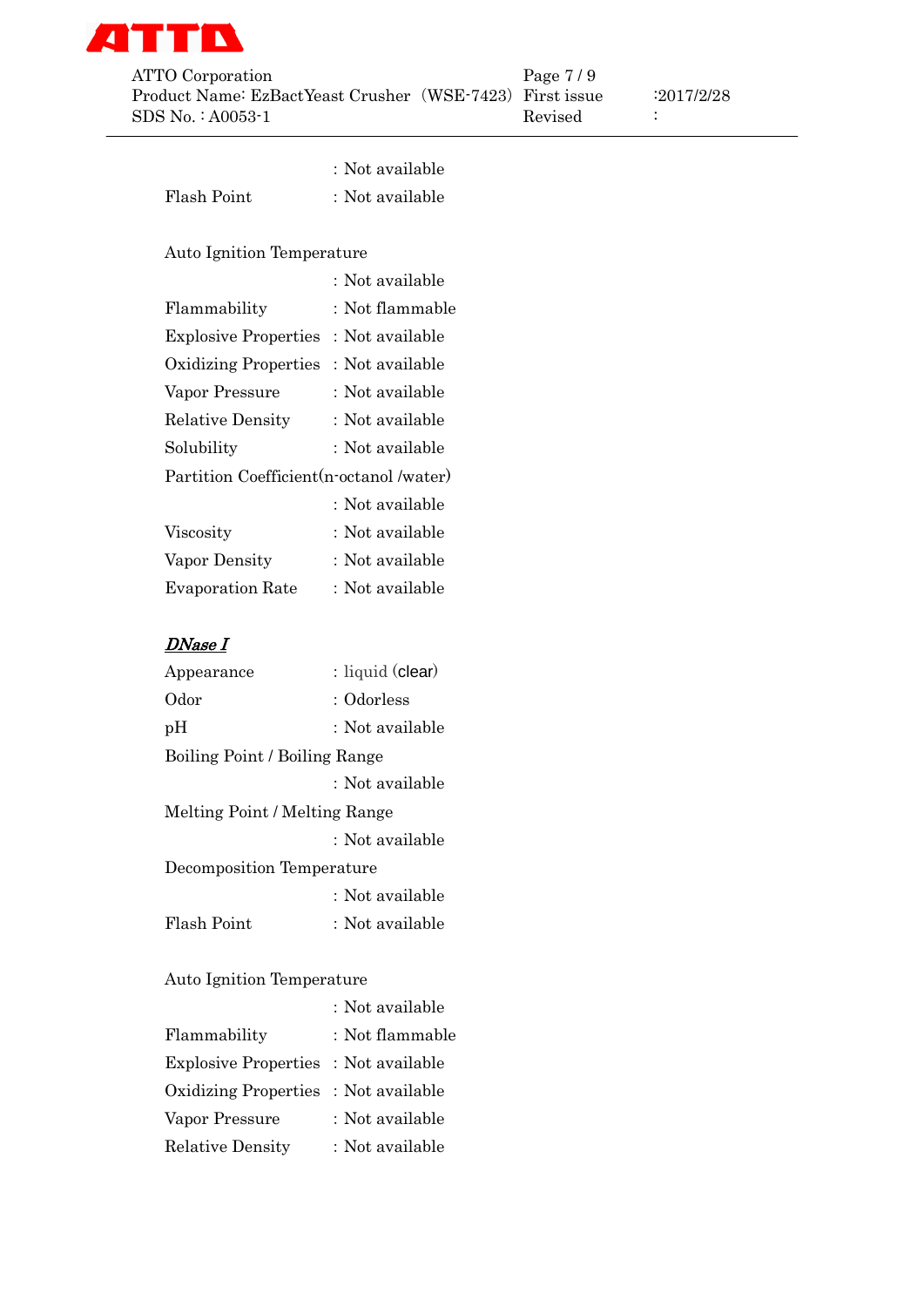: Not available

Flash Point : Not available

Auto Ignition Temperature

: Not available

Flammability : Not flammable

Explosive Properties : Not available

Oxidizing Properties : Not available

Vapor Pressure : Not available

Relative Density : Not available

Solubility : Not available

Partition Coefficient(n-octanol /water)

: Not available

Viscosity : Not available

Vapor Density : Not available

Evaporation Rate : Not available

***DNase I***

Appearance : liquid (clear)

Odor : Odorless

pH : Not available

Boiling Point / Boiling Range

: Not available

Melting Point / Melting Range

: Not available

Decomposition Temperature

: Not available

Flash Point : Not available

Auto Ignition Temperature

: Not available

Flammability : Not flammable

Explosive Properties : Not available

Oxidizing Properties : Not available

Vapor Pressure : Not available

Relative Density : Not available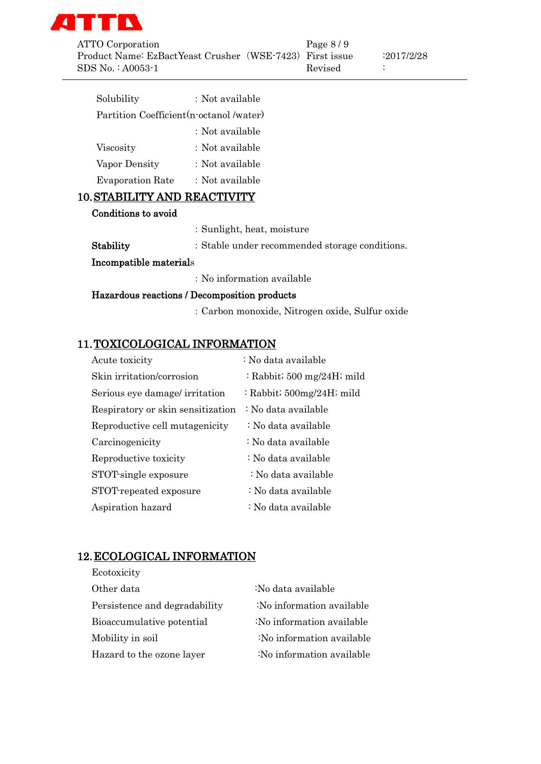Solubility : Not available

Partition Coefficient(n-octanol /water)

: Not available

Viscosity : Not available

Vapor Density : Not available

Evaporation Rate : Not available

## 10. STABILITY AND REACTIVITY

**Conditions to avoid**

: Sunlight, heat, moisture

**Stability** : Stable under recommended storage conditions.

**Incompatible materials**

: No information available

**Hazardous reactions / Decomposition products**

: Carbon monoxide, Nitrogen oxide, Sulfur oxide

## 11. TOXICOLOGICAL INFORMATION

| | |
|---|---|
| Acute toxicity | : No data available |
| Skin irritation/corrosion | : Rabbit; 500 mg/24H; mild |
| Serious eye damage/ irritation | : Rabbit; 500mg/24H; mild |
| Respiratory or skin sensitization | : No data available |
| Reproductive cell mutagenicity | : No data available |
| Carcinogenicity | : No data available |
| Reproductive toxicity | : No data available |
| STOT-single exposure | : No data available |
| STOT-repeated exposure | : No data available |
| Aspiration hazard | : No data available |

## 12. ECOLOGICAL INFORMATION

Ecotoxicity

| | |
|---|---|
| Other data | :No data available |
| Persistence and degradability | :No information available |
| Bioaccumulative potential | :No information available |
| Mobility in soil | :No information available |
| Hazard to the ozone layer | :No information available |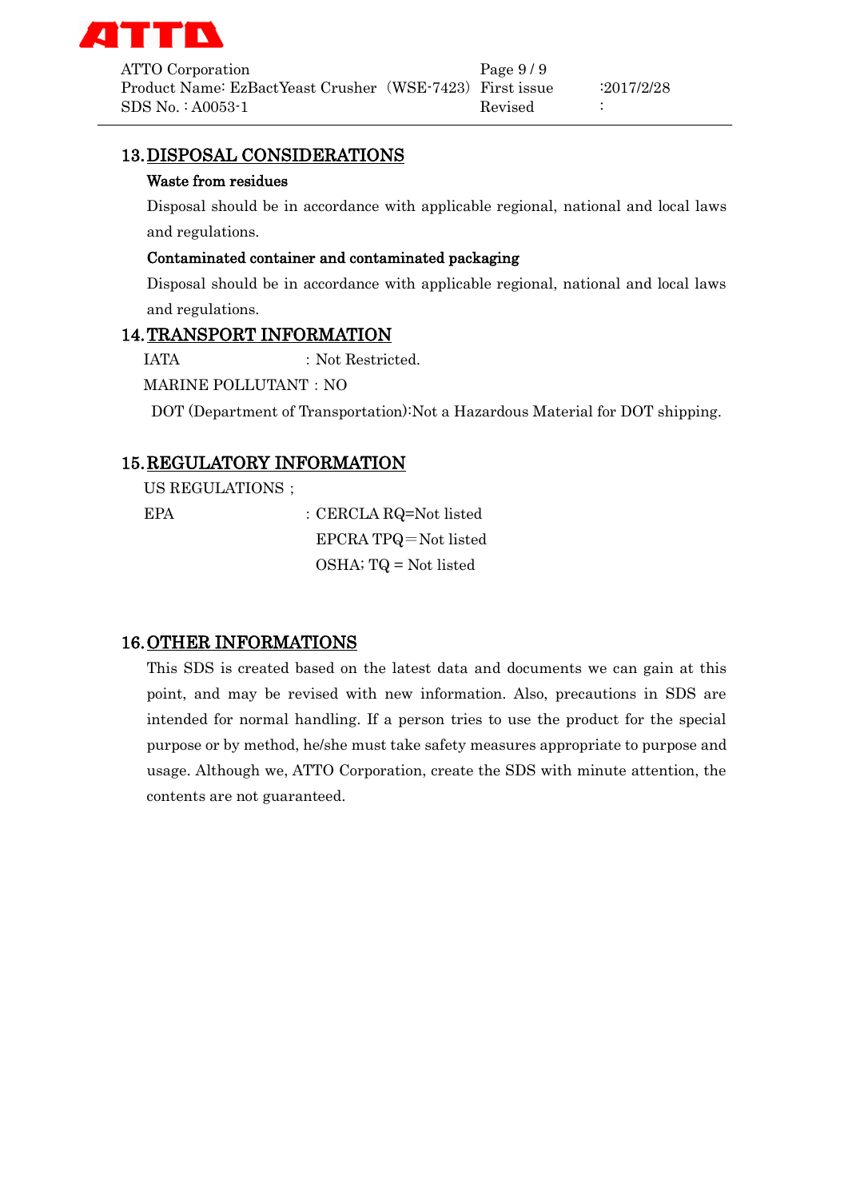## 13. DISPOSAL CONSIDERATIONS

**Waste from residues**

Disposal should be in accordance with applicable regional, national and local laws and regulations.

**Contaminated container and contaminated packaging**

Disposal should be in accordance with applicable regional, national and local laws and regulations.

## 14. TRANSPORT INFORMATION

IATA : Not Restricted.

MARINE POLLUTANT : NO

DOT (Department of Transportation):Not a Hazardous Material for DOT shipping.

## 15. REGULATORY INFORMATION

US REGULATIONS ;

EPA : CERCLA RQ=Not listed

EPCRA TPQ＝Not listed

OSHA; TQ = Not listed

## 16. OTHER INFORMATIONS

This SDS is created based on the latest data and documents we can gain at this point, and may be revised with new information. Also, precautions in SDS are intended for normal handling. If a person tries to use the product for the special purpose or by method, he/she must take safety measures appropriate to purpose and usage. Although we, ATTO Corporation, create the SDS with minute attention, the contents are not guaranteed.